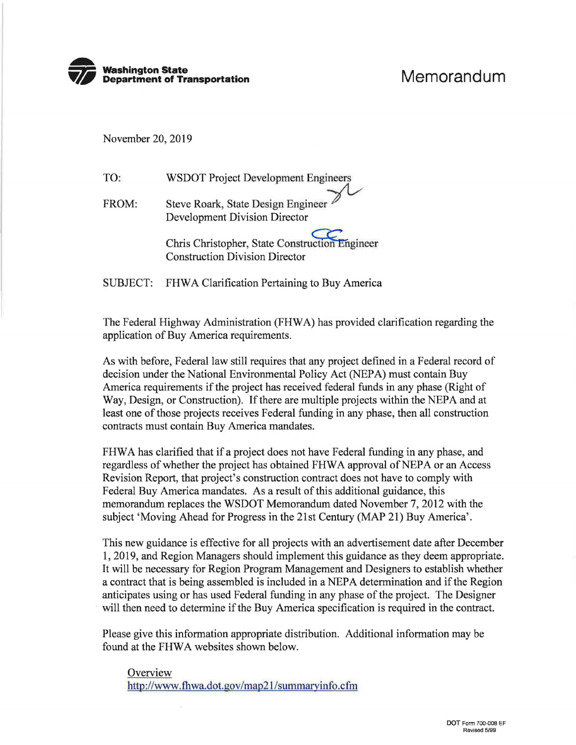**Washington State Department of Transportation**

# Memorandum

November 20, 2019

TO: WSDOT Project Development Engineers

FROM: Steve Roark, State Design Engineer
Development Division Director

Chris Christopher, State Construction Engineer
Construction Division Director

SUBJECT: FHWA Clarification Pertaining to Buy America

The Federal Highway Administration (FHWA) has provided clarification regarding the application of Buy America requirements.

As with before, Federal law still requires that any project defined in a Federal record of decision under the National Environmental Policy Act (NEPA) must contain Buy America requirements if the project has received federal funds in any phase (Right of Way, Design, or Construction). If there are multiple projects within the NEPA and at least one of those projects receives Federal funding in any phase, then all construction contracts must contain Buy America mandates.

FHWA has clarified that if a project does not have Federal funding in any phase, and regardless of whether the project has obtained FHWA approval of NEPA or an Access Revision Report, that project's construction contract does not have to comply with Federal Buy America mandates. As a result of this additional guidance, this memorandum replaces the WSDOT Memorandum dated November 7, 2012 with the subject 'Moving Ahead for Progress in the 21st Century (MAP 21) Buy America'.

This new guidance is effective for all projects with an advertisement date after December 1, 2019, and Region Managers should implement this guidance as they deem appropriate. It will be necessary for Region Program Management and Designers to establish whether a contract that is being assembled is included in a NEPA determination and if the Region anticipates using or has used Federal funding in any phase of the project. The Designer will then need to determine if the Buy America specification is required in the contract.

Please give this information appropriate distribution. Additional information may be found at the FHWA websites shown below.

Overview
http://www.fhwa.dot.gov/map21/summaryinfo.cfm

DOT Form 700-008 EF
Revised 5/99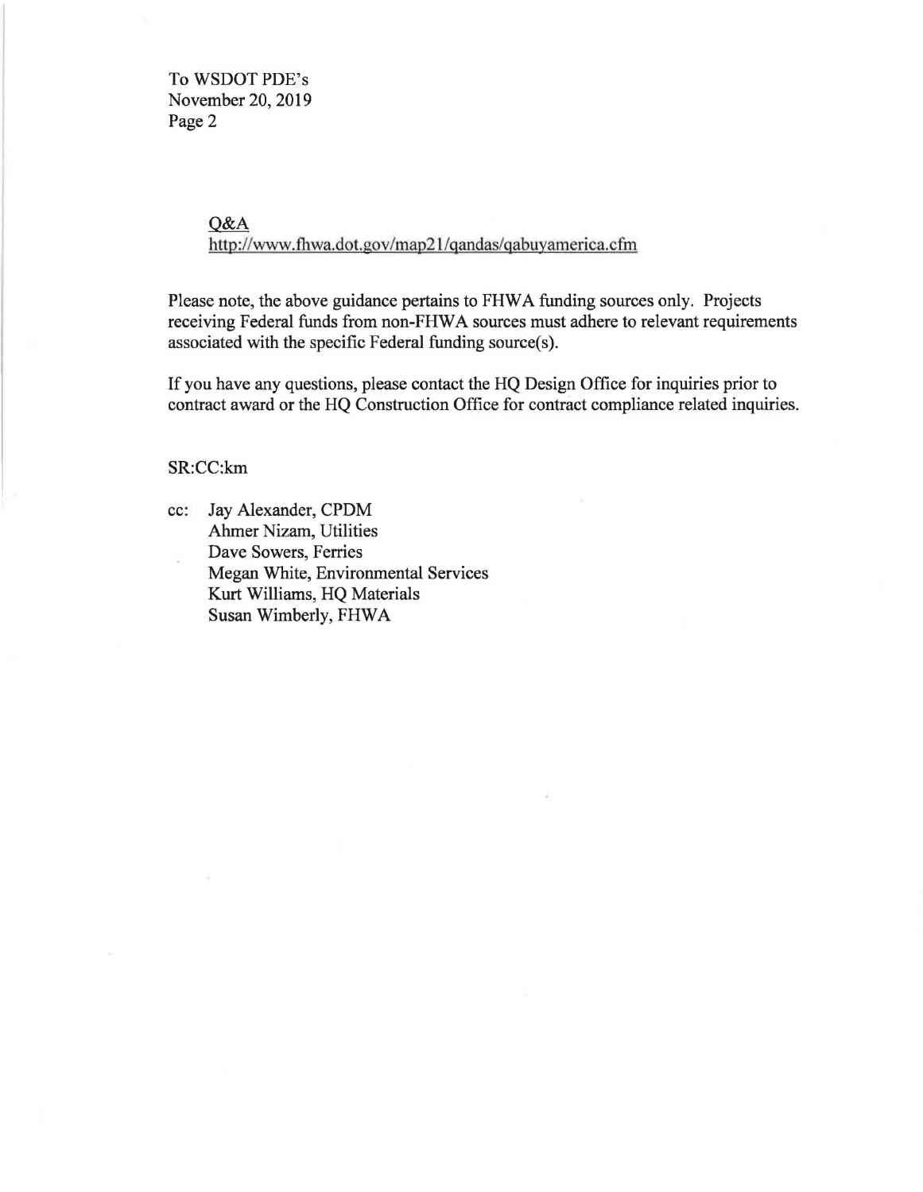Q&A
http://www.fhwa.dot.gov/map21/qandas/qabuyamerica.cfm

Please note, the above guidance pertains to FHWA funding sources only. Projects receiving Federal funds from non-FHWA sources must adhere to relevant requirements associated with the specific Federal funding source(s).

If you have any questions, please contact the HQ Design Office for inquiries prior to contract award or the HQ Construction Office for contract compliance related inquiries.

SR:CC:km

cc: Jay Alexander, CPDM
Ahmer Nizam, Utilities
Dave Sowers, Ferries
Megan White, Environmental Services
Kurt Williams, HQ Materials
Susan Wimberly, FHWA